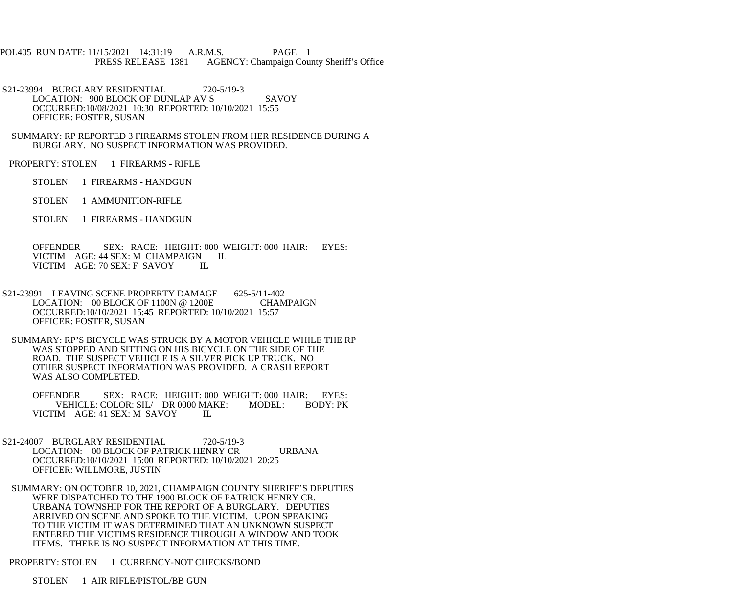POL405 RUN DATE: 11/15/2021 14:31:19 A.R.M.S. PAGE 1
PRESS RELEASE 1381 AGENCY: Champaign County Sheriff's Office

S21-23994 BURGLARY RESIDENTIAL 720-5/19-3
LOCATION: 900 BLOCK OF DUNLAP AV S SAVOY
OCCURRED:10/08/2021 10:30 REPORTED: 10/10/2021 15:55
OFFICER: FOSTER, SUSAN

SUMMARY: RP REPORTED 3 FIREARMS STOLEN FROM HER RESIDENCE DURING A BURGLARY. NO SUSPECT INFORMATION WAS PROVIDED.

PROPERTY: STOLEN 1 FIREARMS - RIFLE

STOLEN 1 FIREARMS - HANDGUN

STOLEN 1 AMMUNITION-RIFLE

STOLEN 1 FIREARMS - HANDGUN

OFFENDER SEX: RACE: HEIGHT: 000 WEIGHT: 000 HAIR: EYES:
VICTIM AGE: 44 SEX: M CHAMPAIGN IL
VICTIM AGE: 70 SEX: F SAVOY IL

S21-23991 LEAVING SCENE PROPERTY DAMAGE 625-5/11-402
LOCATION: 00 BLOCK OF 1100N @ 1200E CHAMPAIGN
OCCURRED:10/10/2021 15:45 REPORTED: 10/10/2021 15:57
OFFICER: FOSTER, SUSAN

SUMMARY: RP'S BICYCLE WAS STRUCK BY A MOTOR VEHICLE WHILE THE RP WAS STOPPED AND SITTING ON HIS BICYCLE ON THE SIDE OF THE ROAD. THE SUSPECT VEHICLE IS A SILVER PICK UP TRUCK. NO OTHER SUSPECT INFORMATION WAS PROVIDED. A CRASH REPORT WAS ALSO COMPLETED.

OFFENDER SEX: RACE: HEIGHT: 000 WEIGHT: 000 HAIR: EYES:
VEHICLE: COLOR: SIL/ DR 0000 MAKE: MODEL: BODY: PK
VICTIM AGE: 41 SEX: M SAVOY IL

S21-24007 BURGLARY RESIDENTIAL 720-5/19-3
LOCATION: 00 BLOCK OF PATRICK HENRY CR URBANA
OCCURRED:10/10/2021 15:00 REPORTED: 10/10/2021 20:25
OFFICER: WILLMORE, JUSTIN

SUMMARY: ON OCTOBER 10, 2021, CHAMPAIGN COUNTY SHERIFF'S DEPUTIES WERE DISPATCHED TO THE 1900 BLOCK OF PATRICK HENRY CR. URBANA TOWNSHIP FOR THE REPORT OF A BURGLARY. DEPUTIES ARRIVED ON SCENE AND SPOKE TO THE VICTIM. UPON SPEAKING TO THE VICTIM IT WAS DETERMINED THAT AN UNKNOWN SUSPECT ENTERED THE VICTIMS RESIDENCE THROUGH A WINDOW AND TOOK ITEMS. THERE IS NO SUSPECT INFORMATION AT THIS TIME.

PROPERTY: STOLEN 1 CURRENCY-NOT CHECKS/BOND

STOLEN 1 AIR RIFLE/PISTOL/BB GUN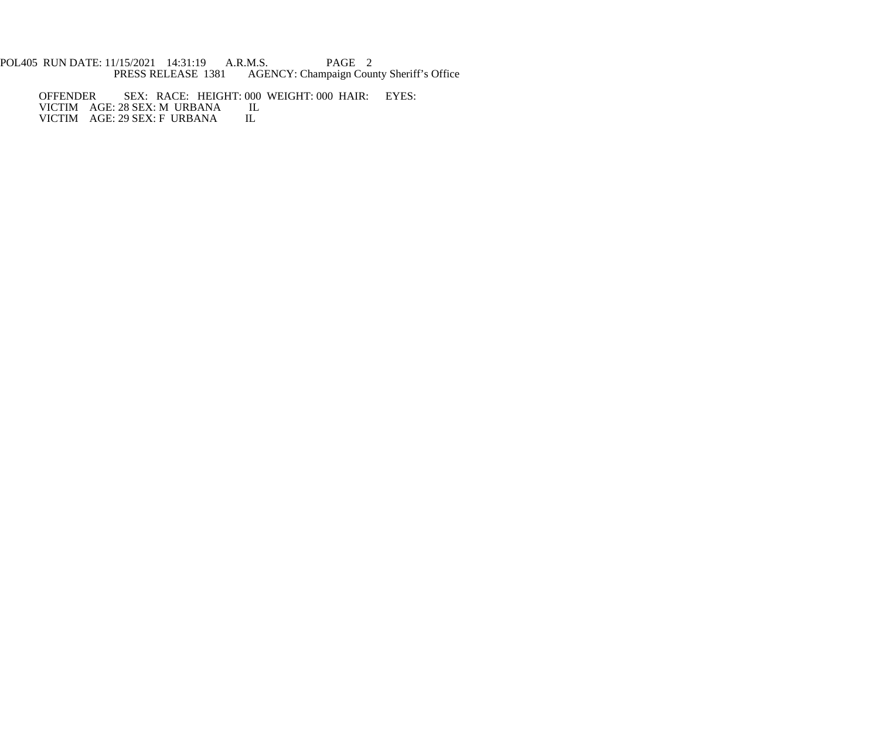OFFENDER SEX: RACE: HEIGHT: 000 WEIGHT: 000 HAIR: EYES:
VICTIM AGE: 28 SEX: M URBANA IL
VICTIM AGE: 29 SEX: F URBANA IL